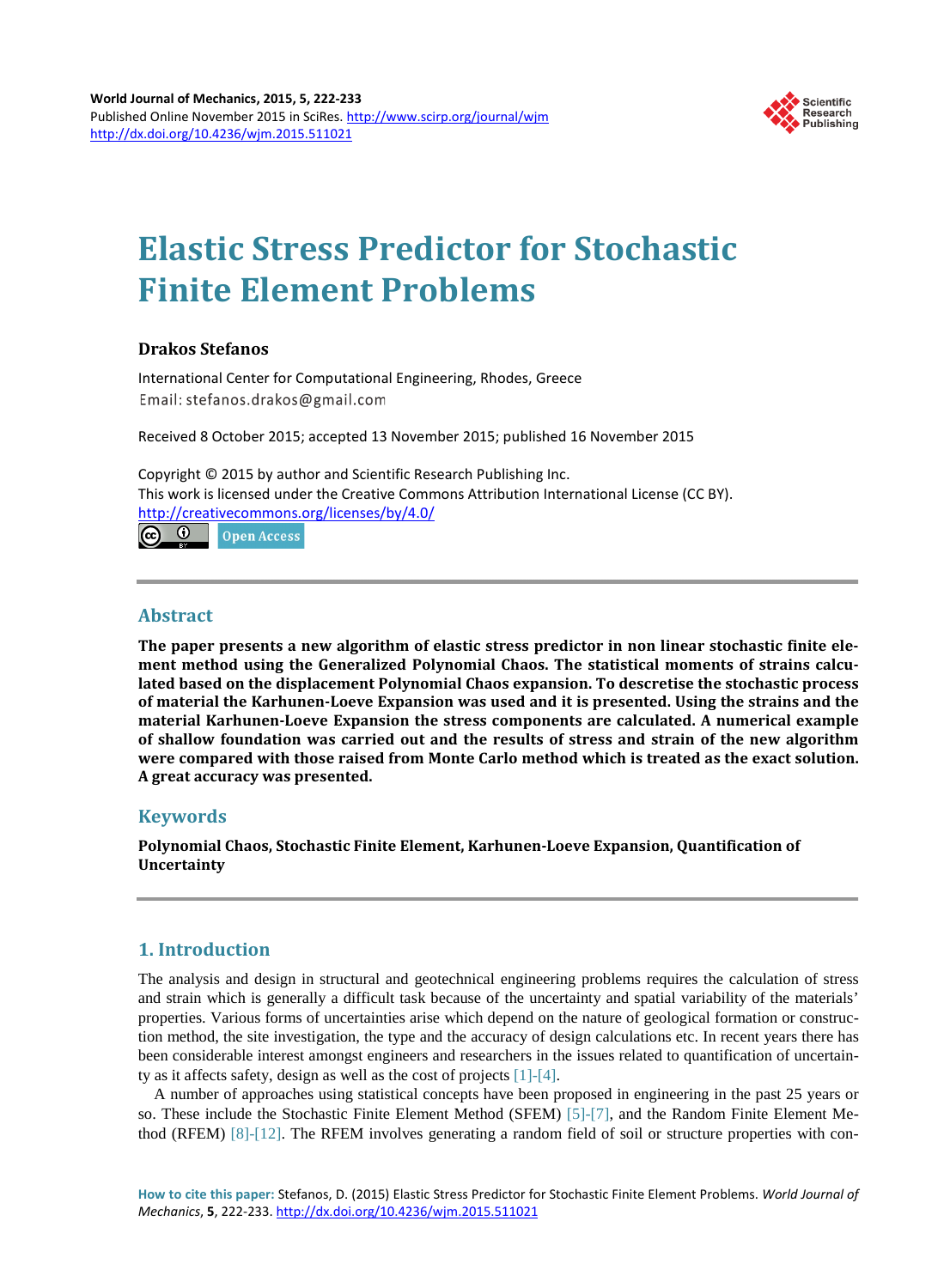# Elastic Stress Predictor for Stochastic Finite Element Problems

**Drakos Stefanos**

International Center for Computational Engineering, Rhodes, Greece
Email: stefanos.drakos@gmail.com

Received 8 October 2015; accepted 13 November 2015; published 16 November 2015

Copyright © 2015 by author and Scientific Research Publishing Inc.
This work is licensed under the Creative Commons Attribution International License (CC BY).
http://creativecommons.org/licenses/by/4.0/

Open Access

## Abstract

**The paper presents a new algorithm of elastic stress predictor in non linear stochastic finite element method using the Generalized Polynomial Chaos. The statistical moments of strains calculated based on the displacement Polynomial Chaos expansion. To descretise the stochastic process of material the Karhunen-Loeve Expansion was used and it is presented. Using the strains and the material Karhunen-Loeve Expansion the stress components are calculated. A numerical example of shallow foundation was carried out and the results of stress and strain of the new algorithm were compared with those raised from Monte Carlo method which is treated as the exact solution. A great accuracy was presented.**

## Keywords

**Polynomial Chaos, Stochastic Finite Element, Karhunen-Loeve Expansion, Quantification of Uncertainty**

## 1. Introduction

The analysis and design in structural and geotechnical engineering problems requires the calculation of stress and strain which is generally a difficult task because of the uncertainty and spatial variability of the materials' properties. Various forms of uncertainties arise which depend on the nature of geological formation or construction method, the site investigation, the type and the accuracy of design calculations etc. In recent years there has been considerable interest amongst engineers and researchers in the issues related to quantification of uncertainty as it affects safety, design as well as the cost of projects [1]-[4].

A number of approaches using statistical concepts have been proposed in engineering in the past 25 years or so. These include the Stochastic Finite Element Method (SFEM) [5]-[7], and the Random Finite Element Method (RFEM) [8]-[12]. The RFEM involves generating a random field of soil or structure properties with con-

**How to cite this paper:** Stefanos, D. (2015) Elastic Stress Predictor for Stochastic Finite Element Problems. *World Journal of Mechanics*, **5**, 222-233. http://dx.doi.org/10.4236/wjm.2015.511021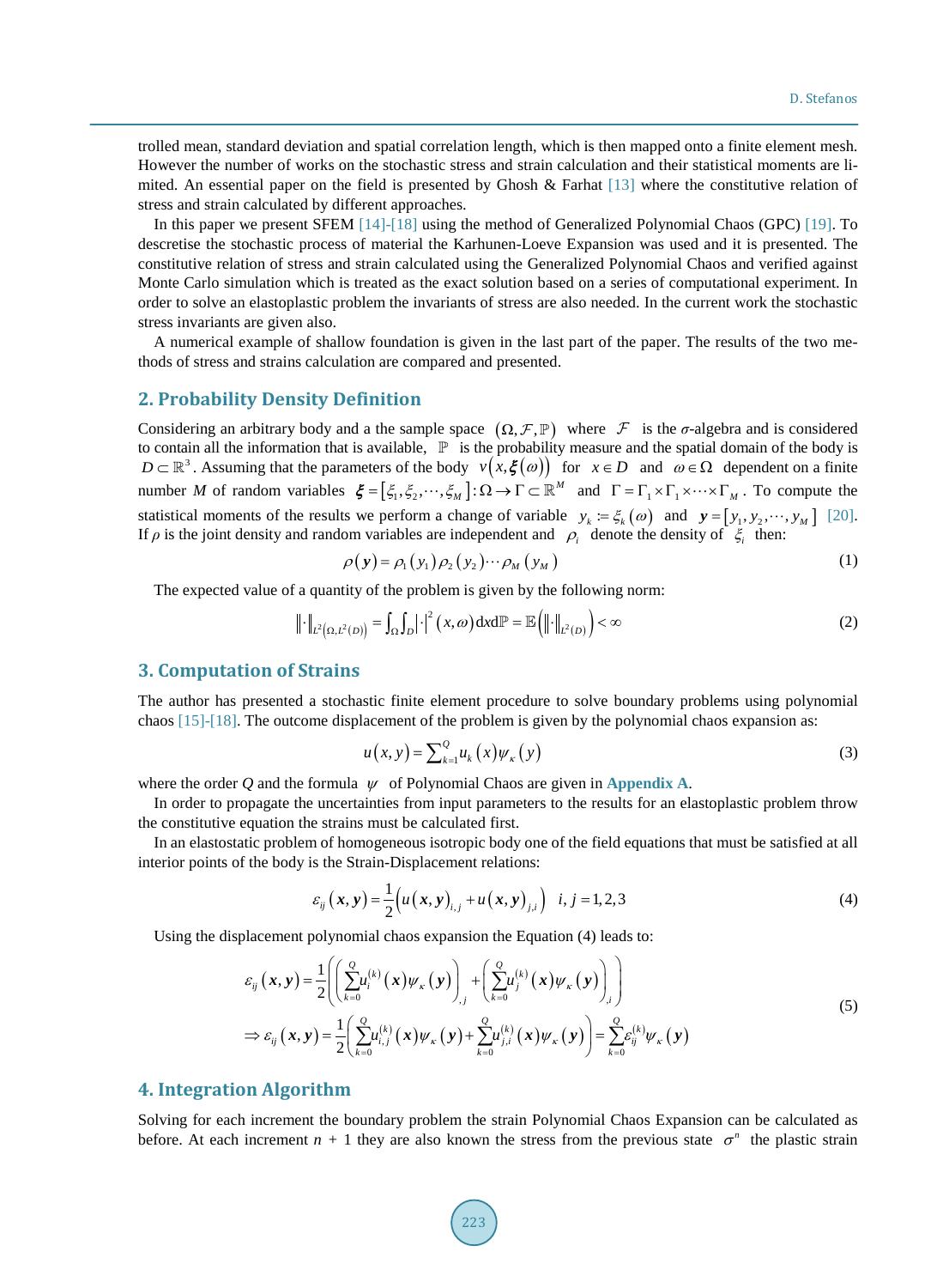trolled mean, standard deviation and spatial correlation length, which is then mapped onto a finite element mesh. However the number of works on the stochastic stress and strain calculation and their statistical moments are limited. An essential paper on the field is presented by Ghosh & Farhat [13] where the constitutive relation of stress and strain calculated by different approaches.

In this paper we present SFEM [14]-[18] using the method of Generalized Polynomial Chaos (GPC) [19]. To descretise the stochastic process of material the Karhunen-Loeve Expansion was used and it is presented. The constitutive relation of stress and strain calculated using the Generalized Polynomial Chaos and verified against Monte Carlo simulation which is treated as the exact solution based on a series of computational experiment. In order to solve an elastoplastic problem the invariants of stress are also needed. In the current work the stochastic stress invariants are given also.

A numerical example of shallow foundation is given in the last part of the paper. The results of the two methods of stress and strains calculation are compared and presented.

## 2. Probability Density Definition

Considering an arbitrary body and a the sample space $(\Omega, \mathcal{F}, \mathbb{P})$ where $\mathcal{F}$ is the $\sigma$-algebra and is considered to contain all the information that is available, $\mathbb{P}$ is the probability measure and the spatial domain of the body is $D \subset \mathbb{R}^3$. Assuming that the parameters of the body $v(x, \boldsymbol{\xi}(\omega))$ for $x \in D$ and $\omega \in \Omega$ dependent on a finite number $M$ of random variables $\boldsymbol{\xi} = [\xi_1, \xi_2, \cdots, \xi_M] : \Omega \to \Gamma \subset \mathbb{R}^M$ and $\Gamma = \Gamma_1 \times \Gamma_1 \times \cdots \times \Gamma_M$. To compute the statistical moments of the results we perform a change of variable $y_k := \xi_k(\omega)$ and $\boldsymbol{y} = [y_1, y_2, \cdots, y_M]$ [20]. If $\rho$ is the joint density and random variables are independent and $\rho_i$ denote the density of $\xi_i$ then:

$$\rho(\boldsymbol{y}) = \rho_1(y_1)\rho_2(y_2)\cdots\rho_M(y_M) \tag{1}$$

The expected value of a quantity of the problem is given by the following norm:

$$\|\cdot\|_{L^2(\Omega, L^2(D))} = \int_\Omega \int_D |\cdot|^2 (x, \omega)\,\mathrm{d}x\mathrm{d}\mathbb{P} = \mathbb{E}\left(\|\cdot\|_{L^2(D)}\right) < \infty \tag{2}$$

## 3. Computation of Strains

The author has presented a stochastic finite element procedure to solve boundary problems using polynomial chaos [15]-[18]. The outcome displacement of the problem is given by the polynomial chaos expansion as:

$$u(x, y) = \sum_{k=1}^{Q} u_k(x)\psi_\kappa(y) \tag{3}$$

where the order $Q$ and the formula $\psi$ of Polynomial Chaos are given in **Appendix A**.

In order to propagate the uncertainties from input parameters to the results for an elastoplastic problem throw the constitutive equation the strains must be calculated first.

In an elastostatic problem of homogeneous isotropic body one of the field equations that must be satisfied at all interior points of the body is the Strain-Displacement relations:

$$\varepsilon_{ij}(\boldsymbol{x}, \boldsymbol{y}) = \frac{1}{2}\left(u(\boldsymbol{x}, \boldsymbol{y})_{,j} + u(\boldsymbol{x}, \boldsymbol{y})_{,i}\right) \quad i, j = 1, 2, 3 \tag{4}$$

Using the displacement polynomial chaos expansion the Equation (4) leads to:

$$\begin{aligned}
&\varepsilon_{ij}(\boldsymbol{x}, \boldsymbol{y}) = \frac{1}{2}\left(\left(\sum_{k=0}^{Q} u_i^{(k)}(\boldsymbol{x})\psi_\kappa(\boldsymbol{y})\right)_{,j} + \left(\sum_{k=0}^{Q} u_j^{(k)}(\boldsymbol{x})\psi_\kappa(\boldsymbol{y})\right)_{,i}\right) \\
&\Rightarrow \varepsilon_{ij}(\boldsymbol{x}, \boldsymbol{y}) = \frac{1}{2}\left(\sum_{k=0}^{Q} u_{i,j}^{(k)}(\boldsymbol{x})\psi_\kappa(\boldsymbol{y}) + \sum_{k=0}^{Q} u_{j,i}^{(k)}(\boldsymbol{x})\psi_\kappa(\boldsymbol{y})\right) = \sum_{k=0}^{Q} \varepsilon_{ij}^{(k)}\psi_\kappa(\boldsymbol{y})
\end{aligned} \tag{5}$$

## 4. Integration Algorithm

Solving for each increment the boundary problem the strain Polynomial Chaos Expansion can be calculated as before. At each increment $n + 1$ they are also known the stress from the previous state $\sigma^n$ the plastic strain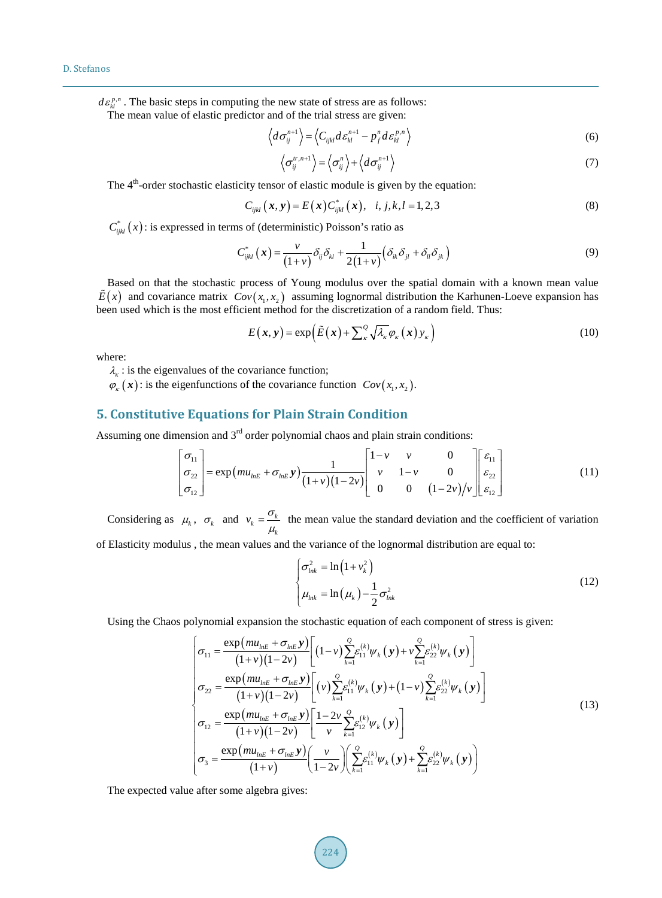$d\varepsilon_{kl}^{p,n}$. The basic steps in computing the new state of stress are as follows:

The mean value of elastic predictor and of the trial stress are given:

$$\left\langle d\sigma_{ij}^{n+1}\right\rangle = \left\langle C_{ijkl} d\varepsilon_{kl}^{n+1} - p_f^n d\varepsilon_{kl}^{p,n}\right\rangle \tag{6}$$

$$\left\langle \sigma_{ij}^{tr,n+1}\right\rangle = \left\langle \sigma_{ij}^{n}\right\rangle + \left\langle d\sigma_{ij}^{n+1}\right\rangle \tag{7}$$

The 4th-order stochastic elasticity tensor of elastic module is given by the equation:

$$C_{ijkl}\left(\boldsymbol{x},\boldsymbol{y}\right) = E\left(\boldsymbol{x}\right) C_{ijkl}^{*}\left(\boldsymbol{x}\right), \quad i,j,k,l = 1,2,3 \tag{8}$$

$C_{ijkl}^{*}\left(x\right)$: is expressed in terms of (deterministic) Poisson's ratio as

$$C_{ijkl}^{*}\left(\boldsymbol{x}\right) = \frac{v}{\left(1+v\right)}\delta_{ij}\delta_{kl} + \frac{1}{2\left(1+v\right)}\left(\delta_{ik}\delta_{jl} + \delta_{il}\delta_{jk}\right) \tag{9}$$

Based on that the stochastic process of Young modulus over the spatial domain with a known mean value $\tilde{E}\left(x\right)$ and covariance matrix $Cov\left(x_1, x_2\right)$ assuming lognormal distribution the Karhunen-Loeve expansion has been used which is the most efficient method for the discretization of a random field. Thus:

$$E\left(\boldsymbol{x},\boldsymbol{y}\right) = \exp\left(\tilde{E}\left(\boldsymbol{x}\right) + \sum\nolimits_{\kappa}^{Q}\sqrt{\lambda_{\kappa}}\varphi_{\kappa}\left(\boldsymbol{x}\right) y_{\kappa}\right) \tag{10}$$

where:

$\lambda_{\kappa}$: is the eigenvalues of the covariance function;

$\varphi_{\kappa}\left(\boldsymbol{x}\right)$: is the eigenfunctions of the covariance function $Cov\left(x_1, x_2\right)$.

## 5. Constitutive Equations for Plain Strain Condition

Assuming one dimension and 3rd order polynomial chaos and plain strain conditions:

$$\begin{bmatrix}\sigma_{11}\\ \sigma_{22}\\ \sigma_{12}\end{bmatrix} = \exp\left(mu_{lnE} + \sigma_{lnE}\boldsymbol{y}\right)\frac{1}{\left(1+v\right)\left(1-2v\right)}\begin{bmatrix}1-v & v & 0\\ v & 1-v & 0\\ 0 & 0 & \left(1-2v\right)/v\end{bmatrix}\begin{bmatrix}\varepsilon_{11}\\ \varepsilon_{22}\\ \varepsilon_{12}\end{bmatrix} \tag{11}$$

Considering as $\mu_k$, $\sigma_k$ and $v_k = \dfrac{\sigma_k}{\mu_k}$ the mean value the standard deviation and the coefficient of variation of Elasticity modulus , the mean values and the variance of the lognormal distribution are equal to:

$$\begin{cases}\sigma_{lnk}^2 = \ln\left(1+v_k^2\right)\\ \mu_{lnk} = \ln\left(\mu_k\right) - \dfrac{1}{2}\sigma_{lnk}^2\end{cases} \tag{12}$$

Using the Chaos polynomial expansion the stochastic equation of each component of stress is given:

$$\begin{cases}\sigma_{11} = \dfrac{\exp\left(mu_{lnE} + \sigma_{lnE}\boldsymbol{y}\right)}{\left(1+v\right)\left(1-2v\right)}\left[\left(1-v\right)\sum\limits_{k=1}^{Q}\varepsilon_{11}^{(k)}\psi_k\left(\boldsymbol{y}\right) + v\sum\limits_{k=1}^{Q}\varepsilon_{22}^{(k)}\psi_k\left(\boldsymbol{y}\right)\right]\\ \sigma_{22} = \dfrac{\exp\left(mu_{lnE} + \sigma_{lnE}\boldsymbol{y}\right)}{\left(1+v\right)\left(1-2v\right)}\left[\left(v\right)\sum\limits_{k=1}^{Q}\varepsilon_{11}^{(k)}\psi_k\left(\boldsymbol{y}\right) + \left(1-v\right)\sum\limits_{k=1}^{Q}\varepsilon_{22}^{(k)}\psi_k\left(\boldsymbol{y}\right)\right]\\ \sigma_{12} = \dfrac{\exp\left(mu_{lnE} + \sigma_{lnE}\boldsymbol{y}\right)}{\left(1+v\right)\left(1-2v\right)}\left[\dfrac{1-2v}{v}\sum\limits_{k=1}^{Q}\varepsilon_{12}^{(k)}\psi_k\left(\boldsymbol{y}\right)\right]\\ \sigma_{3} = \dfrac{\exp\left(mu_{lnE} + \sigma_{lnE}\boldsymbol{y}\right)}{\left(1+v\right)}\left(\dfrac{v}{1-2v}\right)\left(\sum\limits_{k=1}^{Q}\varepsilon_{11}^{(k)}\psi_k\left(\boldsymbol{y}\right) + \sum\limits_{k=1}^{Q}\varepsilon_{22}^{(k)}\psi_k\left(\boldsymbol{y}\right)\right)\end{cases} \tag{13}$$

The expected value after some algebra gives: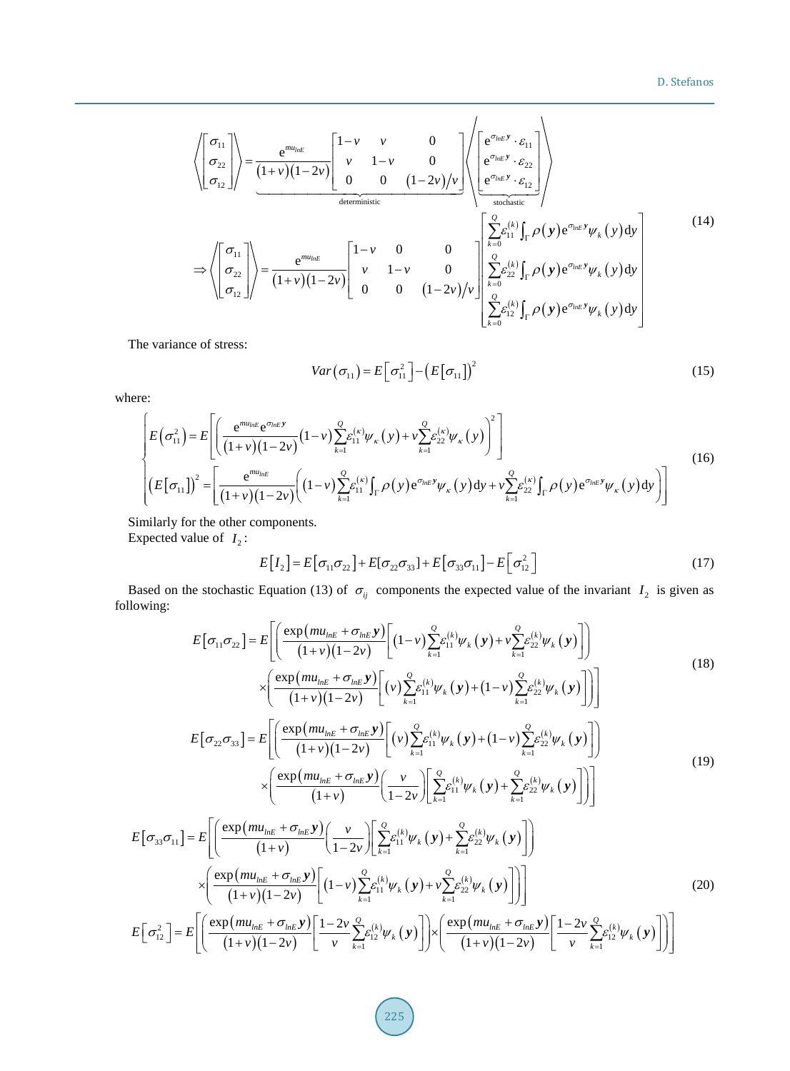$$\left\langle \begin{bmatrix} \sigma_{11} \\ \sigma_{22} \\ \sigma_{12} \end{bmatrix} \right\rangle = \underbrace{\frac{e^{mu_{lnE}}}{(1+v)(1-2v)} \begin{bmatrix} 1-v & v & 0 \\ v & 1-v & 0 \\ 0 & 0 & (1-2v)/v \end{bmatrix}}_{\text{deterministic}} \left\langle \underbrace{\begin{bmatrix} e^{\sigma_{lnE} \boldsymbol{y}} \cdot \varepsilon_{11} \\ e^{\sigma_{lnE} \boldsymbol{y}} \cdot \varepsilon_{22} \\ e^{\sigma_{lnE} \boldsymbol{y}} \cdot \varepsilon_{12} \end{bmatrix}}_{\text{stochastic}} \right\rangle$$

$$\Rightarrow \left\langle \begin{bmatrix} \sigma_{11} \\ \sigma_{22} \\ \sigma_{12} \end{bmatrix} \right\rangle = \frac{e^{mu_{lnE}}}{(1+v)(1-2v)} \begin{bmatrix} 1-v & 0 & 0 \\ v & 1-v & 0 \\ 0 & 0 & (1-2v)/v \end{bmatrix} \begin{bmatrix} \sum_{k=0}^{Q} \varepsilon_{11}^{(k)} \int_{\Gamma} \rho(\boldsymbol{y}) e^{\sigma_{lnE} \boldsymbol{y}} \psi_k(y) dy \\ \sum_{k=0}^{Q} \varepsilon_{22}^{(k)} \int_{\Gamma} \rho(\boldsymbol{y}) e^{\sigma_{lnE} \boldsymbol{y}} \psi_k(y) dy \\ \sum_{k=0}^{Q} \varepsilon_{12}^{(k)} \int_{\Gamma} \rho(\boldsymbol{y}) e^{\sigma_{lnE} \boldsymbol{y}} \psi_k(y) dy \end{bmatrix} \tag{14}$$

The variance of stress:

$$Var(\sigma_{11}) = E\left[\sigma_{11}^2\right] - \left(E[\sigma_{11}]\right)^2 \tag{15}$$

where:

$$\begin{cases} E\left(\sigma_{11}^2\right) = E\left[\left(\dfrac{e^{mu_{lnE}} e^{\sigma_{lnE} \boldsymbol{y}}}{(1+v)(1-2v)} (1-v) \sum_{k=1}^{Q} \varepsilon_{11}^{(\kappa)} \psi_{\kappa}(y) + v \sum_{k=1}^{Q} \varepsilon_{22}^{(\kappa)} \psi_{\kappa}(y)\right)^2\right] \\ \left(E[\sigma_{11}]\right)^2 = \left[\dfrac{e^{mu_{lnE}}}{(1+v)(1-2v)} \left((1-v) \sum_{k=1}^{Q} \varepsilon_{11}^{(\kappa)} \int_{\Gamma} \rho(y) e^{\sigma_{lnE} \boldsymbol{y}} \psi_{\kappa}(y) dy + v \sum_{k=1}^{Q} \varepsilon_{22}^{(\kappa)} \int_{\Gamma} \rho(y) e^{\sigma_{lnE} \boldsymbol{y}} \psi_{\kappa}(y) dy\right)\right] \end{cases} \tag{16}$$

Similarly for the other components.

Expected value of $I_2$:

$$E[I_2] = E[\sigma_{11}\sigma_{22}] + E[\sigma_{22}\sigma_{33}] + E[\sigma_{33}\sigma_{11}] - E\left[\sigma_{12}^2\right] \tag{17}$$

Based on the stochastic Equation (13) of $\sigma_{ij}$ components the expected value of the invariant $I_2$ is given as following:

$$E[\sigma_{11}\sigma_{22}] = E\left[\left(\frac{\exp(mu_{lnE} + \sigma_{lnE}\boldsymbol{y})}{(1+v)(1-2v)}\left[(1-v)\sum_{k=1}^{Q} \varepsilon_{11}^{(k)} \psi_k(\boldsymbol{y}) + v \sum_{k=1}^{Q} \varepsilon_{22}^{(k)} \psi_k(\boldsymbol{y})\right]\right) \times \left(\frac{\exp(mu_{lnE} + \sigma_{lnE}\boldsymbol{y})}{(1+v)(1-2v)}\left[(v)\sum_{k=1}^{Q} \varepsilon_{11}^{(k)} \psi_k(\boldsymbol{y}) + (1-v) \sum_{k=1}^{Q} \varepsilon_{22}^{(k)} \psi_k(\boldsymbol{y})\right]\right)\right] \tag{18}$$

$$E[\sigma_{22}\sigma_{33}] = E\left[\left(\frac{\exp(mu_{lnE} + \sigma_{lnE}\boldsymbol{y})}{(1+v)(1-2v)}\left[(v)\sum_{k=1}^{Q} \varepsilon_{11}^{(k)} \psi_k(\boldsymbol{y}) + (1-v) \sum_{k=1}^{Q} \varepsilon_{22}^{(k)} \psi_k(\boldsymbol{y})\right]\right) \times \left(\frac{\exp(mu_{lnE} + \sigma_{lnE}\boldsymbol{y})}{(1+v)}\left(\frac{v}{1-2v}\right)\left[\sum_{k=1}^{Q} \varepsilon_{11}^{(k)} \psi_k(\boldsymbol{y}) + \sum_{k=1}^{Q} \varepsilon_{22}^{(k)} \psi_k(\boldsymbol{y})\right]\right)\right] \tag{19}$$

$$E[\sigma_{33}\sigma_{11}] = E\left[\left(\frac{\exp(mu_{lnE} + \sigma_{lnE}\boldsymbol{y})}{(1+v)}\left(\frac{v}{1-2v}\right)\left[\sum_{k=1}^{Q} \varepsilon_{11}^{(k)} \psi_k(\boldsymbol{y}) + \sum_{k=1}^{Q} \varepsilon_{22}^{(k)} \psi_k(\boldsymbol{y})\right]\right) \times \left(\frac{\exp(mu_{lnE} + \sigma_{lnE}\boldsymbol{y})}{(1+v)(1-2v)}\left[(1-v)\sum_{k=1}^{Q} \varepsilon_{11}^{(k)} \psi_k(\boldsymbol{y}) + v \sum_{k=1}^{Q} \varepsilon_{22}^{(k)} \psi_k(\boldsymbol{y})\right]\right)\right]$$

$$E\left[\sigma_{12}^2\right] = E\left[\left(\frac{\exp(mu_{lnE} + \sigma_{lnE}\boldsymbol{y})}{(1+v)(1-2v)}\left[\frac{1-2v}{v}\sum_{k=1}^{Q} \varepsilon_{12}^{(k)} \psi_k(\boldsymbol{y})\right]\right) \times \left(\frac{\exp(mu_{lnE} + \sigma_{lnE}\boldsymbol{y})}{(1+v)(1-2v)}\left[\frac{1-2v}{v}\sum_{k=1}^{Q} \varepsilon_{12}^{(k)} \psi_k(\boldsymbol{y})\right]\right)\right] \tag{20}$$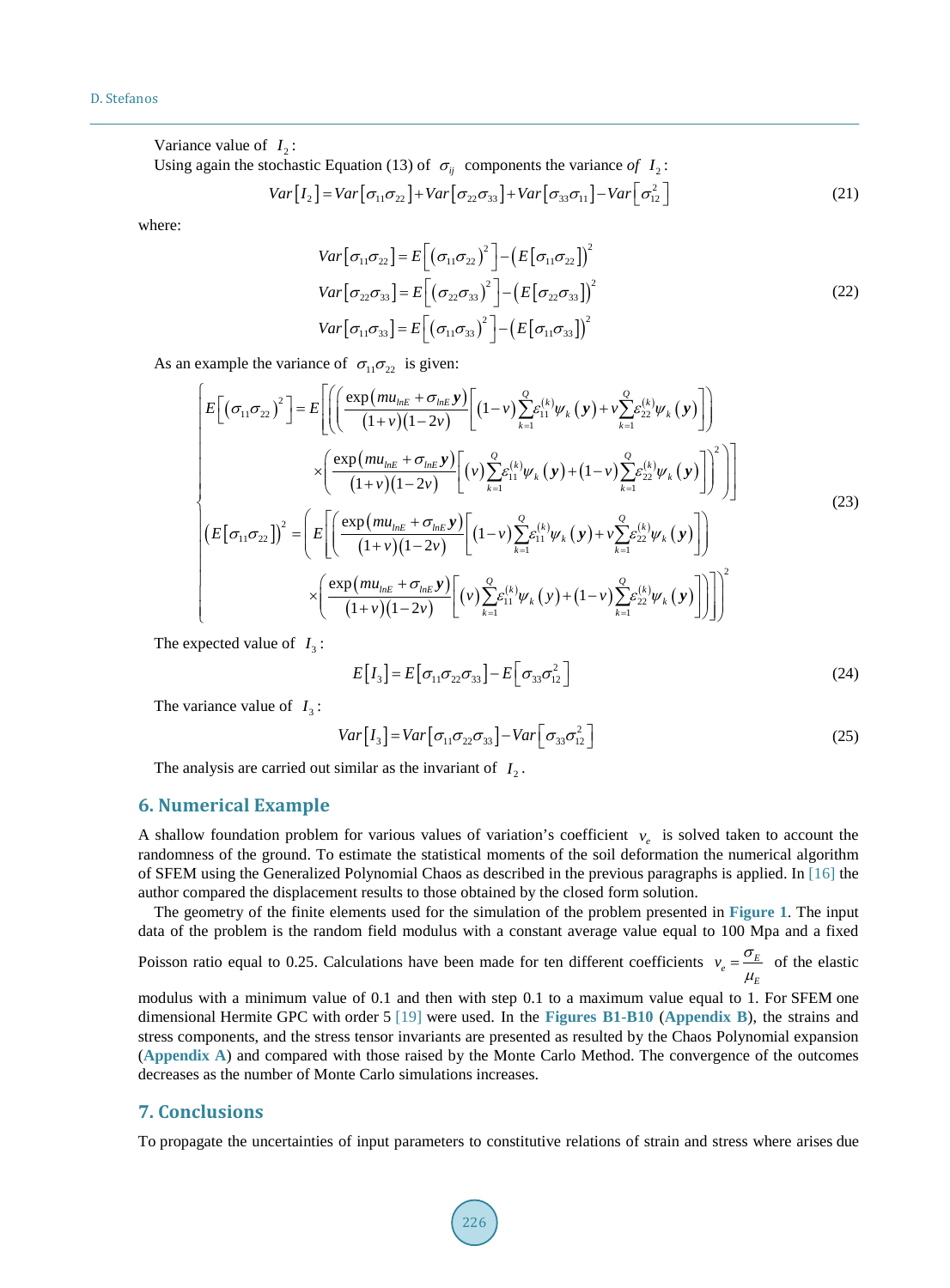Variance value of $I_2$:

Using again the stochastic Equation (13) of $\sigma_{ij}$ components the variance *of* $I_2$:

$$Var[I_2] = Var[\sigma_{11}\sigma_{22}] + Var[\sigma_{22}\sigma_{33}] + Var[\sigma_{33}\sigma_{11}] - Var[\sigma_{12}^2] \tag{21}$$

where:

$$\begin{aligned}
Var[\sigma_{11}\sigma_{22}] &= E\left[(\sigma_{11}\sigma_{22})^2\right] - \left(E[\sigma_{11}\sigma_{22}]\right)^2 \\
Var[\sigma_{22}\sigma_{33}] &= E\left[(\sigma_{22}\sigma_{33})^2\right] - \left(E[\sigma_{22}\sigma_{33}]\right)^2 \\
Var[\sigma_{11}\sigma_{33}] &= E\left[(\sigma_{11}\sigma_{33})^2\right] - \left(E[\sigma_{11}\sigma_{33}]\right)^2
\end{aligned} \tag{22}$$

As an example the variance of $\sigma_{11}\sigma_{22}$ is given:

$$\begin{cases}
E\left[(\sigma_{11}\sigma_{22})^2\right] = E\Bigg[\Bigg(\left(\dfrac{\exp(mu_{lnE} + \sigma_{lnE}\boldsymbol{y})}{(1+v)(1-2v)}\left[(1-v)\sum\limits_{k=1}^{Q}\varepsilon_{11}^{(k)}\psi_k(\boldsymbol{y}) + v\sum\limits_{k=1}^{Q}\varepsilon_{22}^{(k)}\psi_k(\boldsymbol{y})\right]\right) \\
\qquad \times\left(\dfrac{\exp(mu_{lnE} + \sigma_{lnE}\boldsymbol{y})}{(1+v)(1-2v)}\left[(v)\sum\limits_{k=1}^{Q}\varepsilon_{11}^{(k)}\psi_k(\boldsymbol{y}) + (1-v)\sum\limits_{k=1}^{Q}\varepsilon_{22}^{(k)}\psi_k(\boldsymbol{y})\right]\right)^2\Bigg)\Bigg] \\
\left(E[\sigma_{11}\sigma_{22}]\right)^2 = \Bigg(E\Bigg[\left(\dfrac{\exp(mu_{lnE} + \sigma_{lnE}\boldsymbol{y})}{(1+v)(1-2v)}\left[(1-v)\sum\limits_{k=1}^{Q}\varepsilon_{11}^{(k)}\psi_k(\boldsymbol{y}) + v\sum\limits_{k=1}^{Q}\varepsilon_{22}^{(k)}\psi_k(\boldsymbol{y})\right]\right) \\
\qquad \times\left(\dfrac{\exp(mu_{lnE} + \sigma_{lnE}\boldsymbol{y})}{(1+v)(1-2v)}\left[(v)\sum\limits_{k=1}^{Q}\varepsilon_{11}^{(k)}\psi_k(y) + (1-v)\sum\limits_{k=1}^{Q}\varepsilon_{22}^{(k)}\psi_k(\boldsymbol{y})\right]\right)\Bigg]\Bigg)^2
\end{cases} \tag{23}$$

The expected value of $I_3$:

$$E[I_3] = E[\sigma_{11}\sigma_{22}\sigma_{33}] - E\left[\sigma_{33}\sigma_{12}^2\right] \tag{24}$$

The variance value of $I_3$:

$$Var[I_3] = Var[\sigma_{11}\sigma_{22}\sigma_{33}] - Var\left[\sigma_{33}\sigma_{12}^2\right] \tag{25}$$

The analysis are carried out similar as the invariant of $I_2$.

## 6. Numerical Example

A shallow foundation problem for various values of variation's coefficient $v_e$ is solved taken to account the randomness of the ground. To estimate the statistical moments of the soil deformation the numerical algorithm of SFEM using the Generalized Polynomial Chaos as described in the previous paragraphs is applied. In [16] the author compared the displacement results to those obtained by the closed form solution.

The geometry of the finite elements used for the simulation of the problem presented in **Figure 1**. The input data of the problem is the random field modulus with a constant average value equal to 100 Mpa and a fixed Poisson ratio equal to 0.25. Calculations have been made for ten different coefficients $v_e = \dfrac{\sigma_E}{\mu_E}$ of the elastic modulus with a minimum value of 0.1 and then with step 0.1 to a maximum value equal to 1. For SFEM one dimensional Hermite GPC with order 5 [19] were used. In the **Figures B1-B10** (**Appendix B**), the strains and stress components, and the stress tensor invariants are presented as resulted by the Chaos Polynomial expansion (**Appendix A**) and compared with those raised by the Monte Carlo Method. The convergence of the outcomes decreases as the number of Monte Carlo simulations increases.

## 7. Conclusions

To propagate the uncertainties of input parameters to constitutive relations of strain and stress where arises due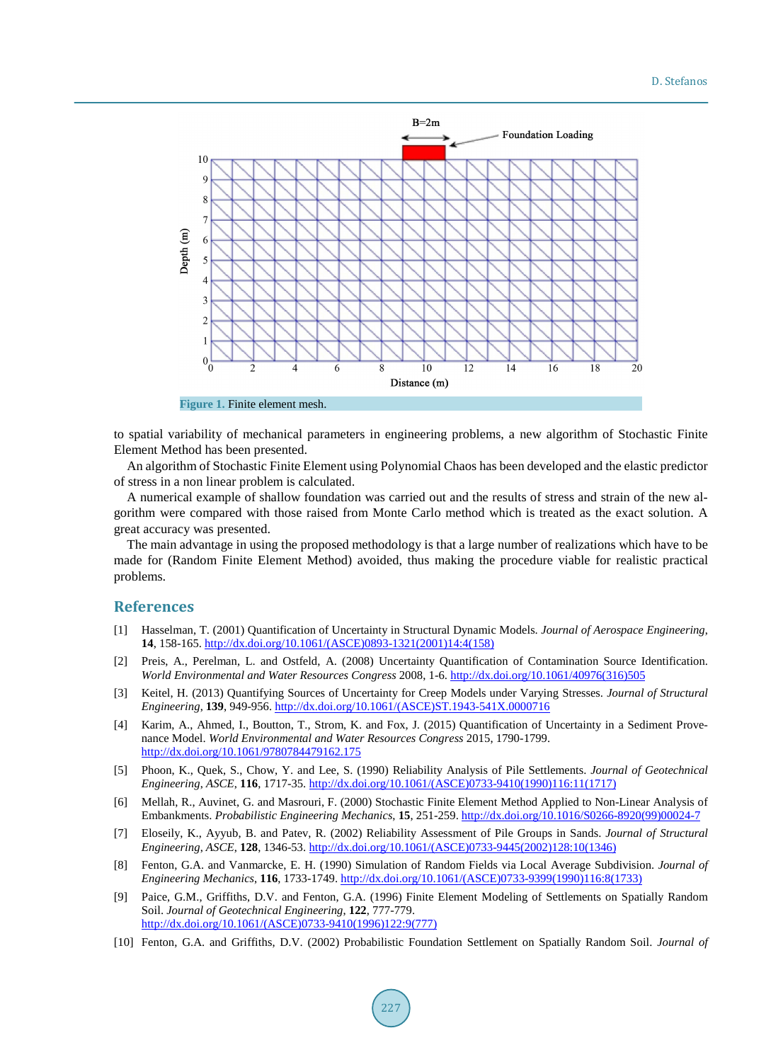Figure 1. Finite element mesh.

to spatial variability of mechanical parameters in engineering problems, a new algorithm of Stochastic Finite Element Method has been presented.

An algorithm of Stochastic Finite Element using Polynomial Chaos has been developed and the elastic predictor of stress in a non linear problem is calculated.

A numerical example of shallow foundation was carried out and the results of stress and strain of the new algorithm were compared with those raised from Monte Carlo method which is treated as the exact solution. A great accuracy was presented.

The main advantage in using the proposed methodology is that a large number of realizations which have to be made for (Random Finite Element Method) avoided, thus making the procedure viable for realistic practical problems.

## References

[1] Hasselman, T. (2001) Quantification of Uncertainty in Structural Dynamic Models. *Journal of Aerospace Engineering*, **14**, 158-165. http://dx.doi.org/10.1061/(ASCE)0893-1321(2001)14:4(158)

[2] Preis, A., Perelman, L. and Ostfeld, A. (2008) Uncertainty Quantification of Contamination Source Identification. *World Environmental and Water Resources Congress* 2008, 1-6. http://dx.doi.org/10.1061/40976(316)505

[3] Keitel, H. (2013) Quantifying Sources of Uncertainty for Creep Models under Varying Stresses. *Journal of Structural Engineering*, **139**, 949-956. http://dx.doi.org/10.1061/(ASCE)ST.1943-541X.0000716

[4] Karim, A., Ahmed, I., Boutton, T., Strom, K. and Fox, J. (2015) Quantification of Uncertainty in a Sediment Provenance Model. *World Environmental and Water Resources Congress* 2015, 1790-1799. http://dx.doi.org/10.1061/9780784479162.175

[5] Phoon, K., Quek, S., Chow, Y. and Lee, S. (1990) Reliability Analysis of Pile Settlements. *Journal of Geotechnical Engineering*, *ASCE*, **116**, 1717-35. http://dx.doi.org/10.1061/(ASCE)0733-9410(1990)116:11(1717)

[6] Mellah, R., Auvinet, G. and Masrouri, F. (2000) Stochastic Finite Element Method Applied to Non-Linear Analysis of Embankments. *Probabilistic Engineering Mechanics*, **15**, 251-259. http://dx.doi.org/10.1016/S0266-8920(99)00024-7

[7] Eloseily, K., Ayyub, B. and Patev, R. (2002) Reliability Assessment of Pile Groups in Sands. *Journal of Structural Engineering*, *ASCE*, **128**, 1346-53. http://dx.doi.org/10.1061/(ASCE)0733-9445(2002)128:10(1346)

[8] Fenton, G.A. and Vanmarcke, E. H. (1990) Simulation of Random Fields via Local Average Subdivision. *Journal of Engineering Mechanics*, **116**, 1733-1749. http://dx.doi.org/10.1061/(ASCE)0733-9399(1990)116:8(1733)

[9] Paice, G.M., Griffiths, D.V. and Fenton, G.A. (1996) Finite Element Modeling of Settlements on Spatially Random Soil. *Journal of Geotechnical Engineering*, **122**, 777-779. http://dx.doi.org/10.1061/(ASCE)0733-9410(1996)122:9(777)

[10] Fenton, G.A. and Griffiths, D.V. (2002) Probabilistic Foundation Settlement on Spatially Random Soil. *Journal of*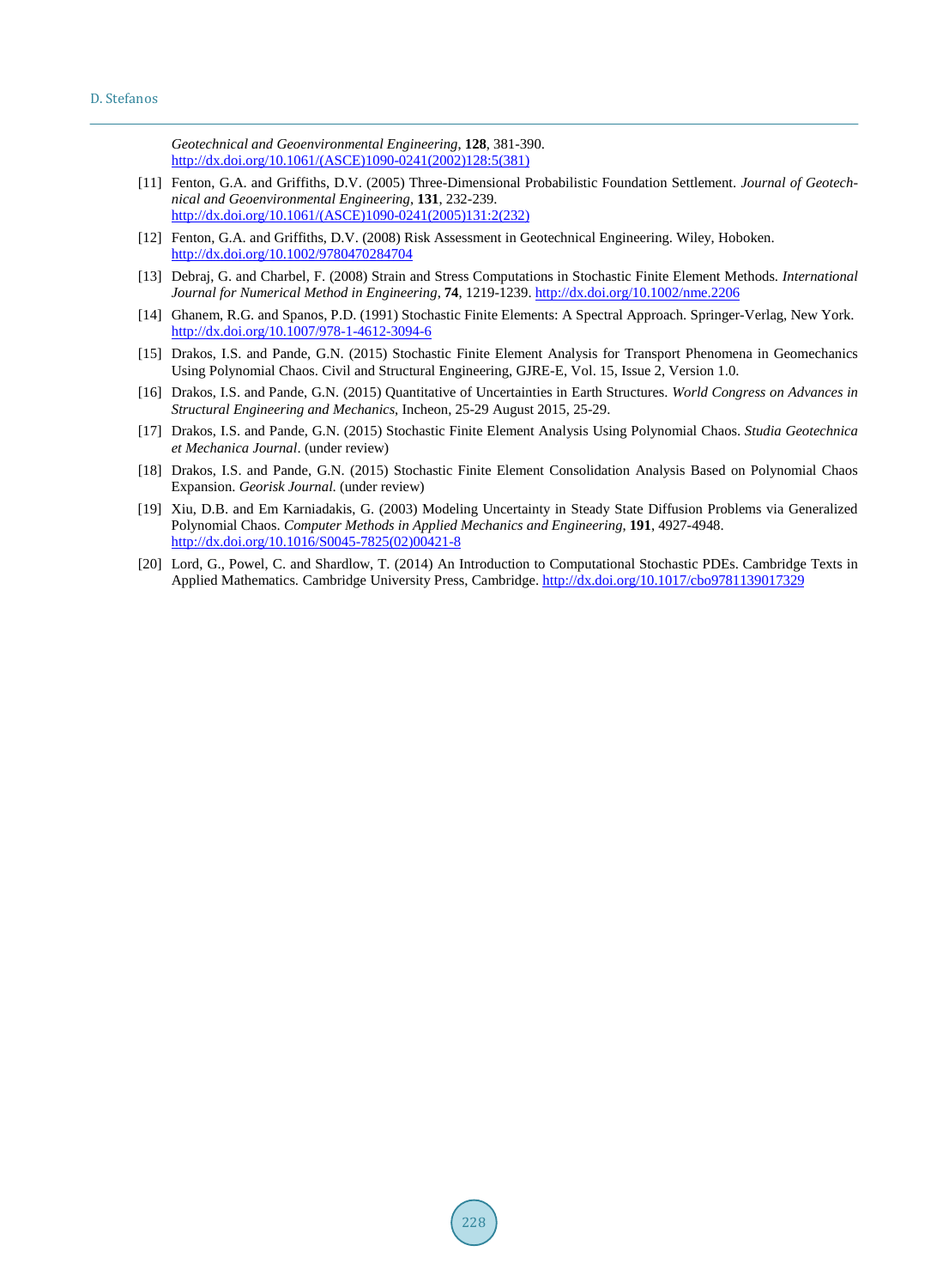*Geotechnical and Geoenvironmental Engineering*, **128**, 381-390. http://dx.doi.org/10.1061/(ASCE)1090-0241(2002)128:5(381)

[11] Fenton, G.A. and Griffiths, D.V. (2005) Three-Dimensional Probabilistic Foundation Settlement. *Journal of Geotechnical and Geoenvironmental Engineering*, **131**, 232-239. http://dx.doi.org/10.1061/(ASCE)1090-0241(2005)131:2(232)

[12] Fenton, G.A. and Griffiths, D.V. (2008) Risk Assessment in Geotechnical Engineering. Wiley, Hoboken. http://dx.doi.org/10.1002/9780470284704

[13] Debraj, G. and Charbel, F. (2008) Strain and Stress Computations in Stochastic Finite Element Methods. *International Journal for Numerical Method in Engineering*, **74**, 1219-1239. http://dx.doi.org/10.1002/nme.2206

[14] Ghanem, R.G. and Spanos, P.D. (1991) Stochastic Finite Elements: A Spectral Approach. Springer-Verlag, New York. http://dx.doi.org/10.1007/978-1-4612-3094-6

[15] Drakos, I.S. and Pande, G.N. (2015) Stochastic Finite Element Analysis for Transport Phenomena in Geomechanics Using Polynomial Chaos. Civil and Structural Engineering, GJRE-E, Vol. 15, Issue 2, Version 1.0.

[16] Drakos, I.S. and Pande, G.N. (2015) Quantitative of Uncertainties in Earth Structures. *World Congress on Advances in Structural Engineering and Mechanics*, Incheon, 25-29 August 2015, 25-29.

[17] Drakos, I.S. and Pande, G.N. (2015) Stochastic Finite Element Analysis Using Polynomial Chaos. *Studia Geotechnica et Mechanica Journal*. (under review)

[18] Drakos, I.S. and Pande, G.N. (2015) Stochastic Finite Element Consolidation Analysis Based on Polynomial Chaos Expansion. *Georisk Journal*. (under review)

[19] Xiu, D.B. and Em Karniadakis, G. (2003) Modeling Uncertainty in Steady State Diffusion Problems via Generalized Polynomial Chaos. *Computer Methods in Applied Mechanics and Engineering*, **191**, 4927-4948. http://dx.doi.org/10.1016/S0045-7825(02)00421-8

[20] Lord, G., Powel, C. and Shardlow, T. (2014) An Introduction to Computational Stochastic PDEs. Cambridge Texts in Applied Mathematics. Cambridge University Press, Cambridge. http://dx.doi.org/10.1017/cbo9781139017329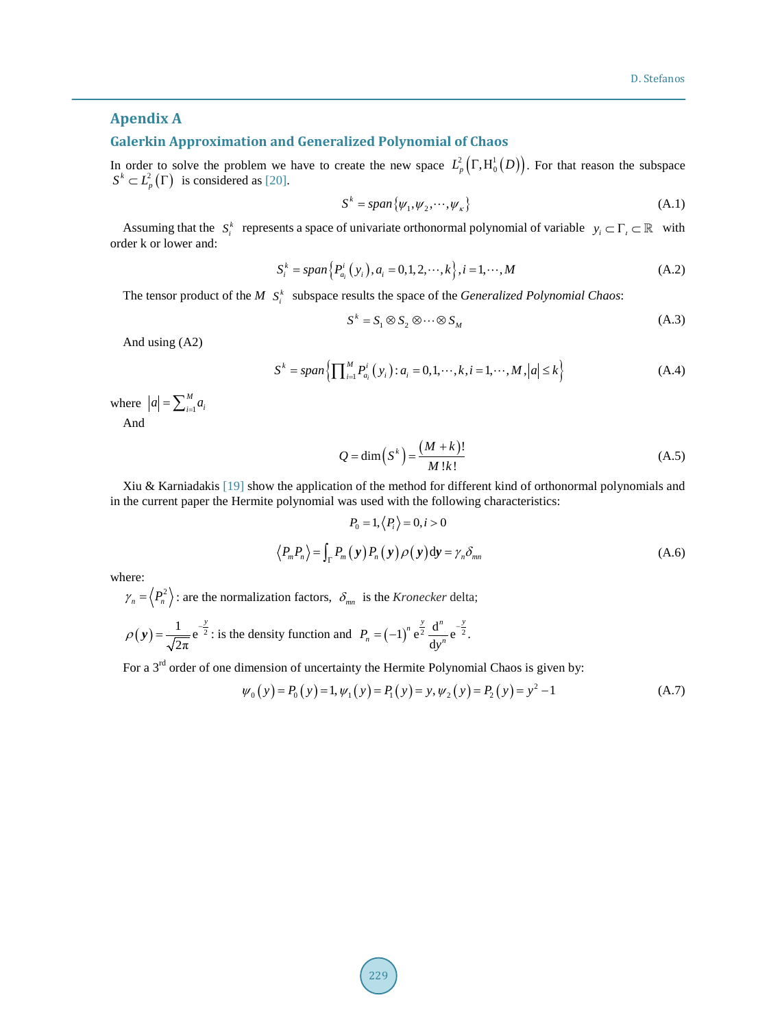## Apendix A

### Galerkin Approximation and Generalized Polynomial of Chaos

In order to solve the problem we have to create the new space $L_p^2\left(\Gamma, \mathrm{H}_0^1(D)\right)$. For that reason the subspace $S^k \subset L_p^2(\Gamma)$ is considered as [20].

$$S^k = span\{\psi_1, \psi_2, \cdots, \psi_\kappa\} \tag{A.1}$$

Assuming that the $S_i^k$ represents a space of univariate orthonormal polynomial of variable $y_i \subset \Gamma_i \subset \mathbb{R}$ with order k or lower and:

$$S_i^k = span\left\{P_{a_i}^i(y_i), a_i = 0,1,2,\cdots,k\right\}, i = 1,\cdots,M \tag{A.2}$$

The tensor product of the $M$ $S_i^k$ subspace results the space of the *Generalized Polynomial Chaos*:

$$S^k = S_1 \otimes S_2 \otimes \cdots \otimes S_M \tag{A.3}$$

And using (A2)

$$S^k = span\left\{\prod_{i=1}^{M} P_{a_i}^i(y_i) : a_i = 0,1,\cdots,k, i = 1,\cdots,M, |a| \le k\right\} \tag{A.4}$$

where $|a| = \sum_{i=1}^{M} a_i$

And

$$Q = \dim\left(S^k\right) = \frac{(M+k)!}{M!k!} \tag{A.5}$$

Xiu & Karniadakis [19] show the application of the method for different kind of orthonormal polynomials and in the current paper the Hermite polynomial was used with the following characteristics:

$$P_0 = 1, \langle P_i \rangle = 0, i > 0$$

$$\langle P_m P_n \rangle = \int_\Gamma P_m(\boldsymbol{y}) P_n(\boldsymbol{y}) \rho(\boldsymbol{y}) \mathrm{d}\boldsymbol{y} = \gamma_n \delta_{mn} \tag{A.6}$$

where:

$\gamma_n = \left\langle P_n^2 \right\rangle$: are the normalization factors, $\delta_{mn}$ is the *Kronecker* delta;

$\rho(\boldsymbol{y}) = \frac{1}{\sqrt{2\pi}} \mathrm{e}^{-\frac{y}{2}}$: is the density function and $P_n = (-1)^n \mathrm{e}^{\frac{y}{2}} \frac{\mathrm{d}^n}{\mathrm{d}y^n} \mathrm{e}^{-\frac{y}{2}}$.

For a 3rd order of one dimension of uncertainty the Hermite Polynomial Chaos is given by:

$$\psi_0(y) = P_0(y) = 1, \psi_1(y) = P_1(y) = y, \psi_2(y) = P_2(y) = y^2 - 1 \tag{A.7}$$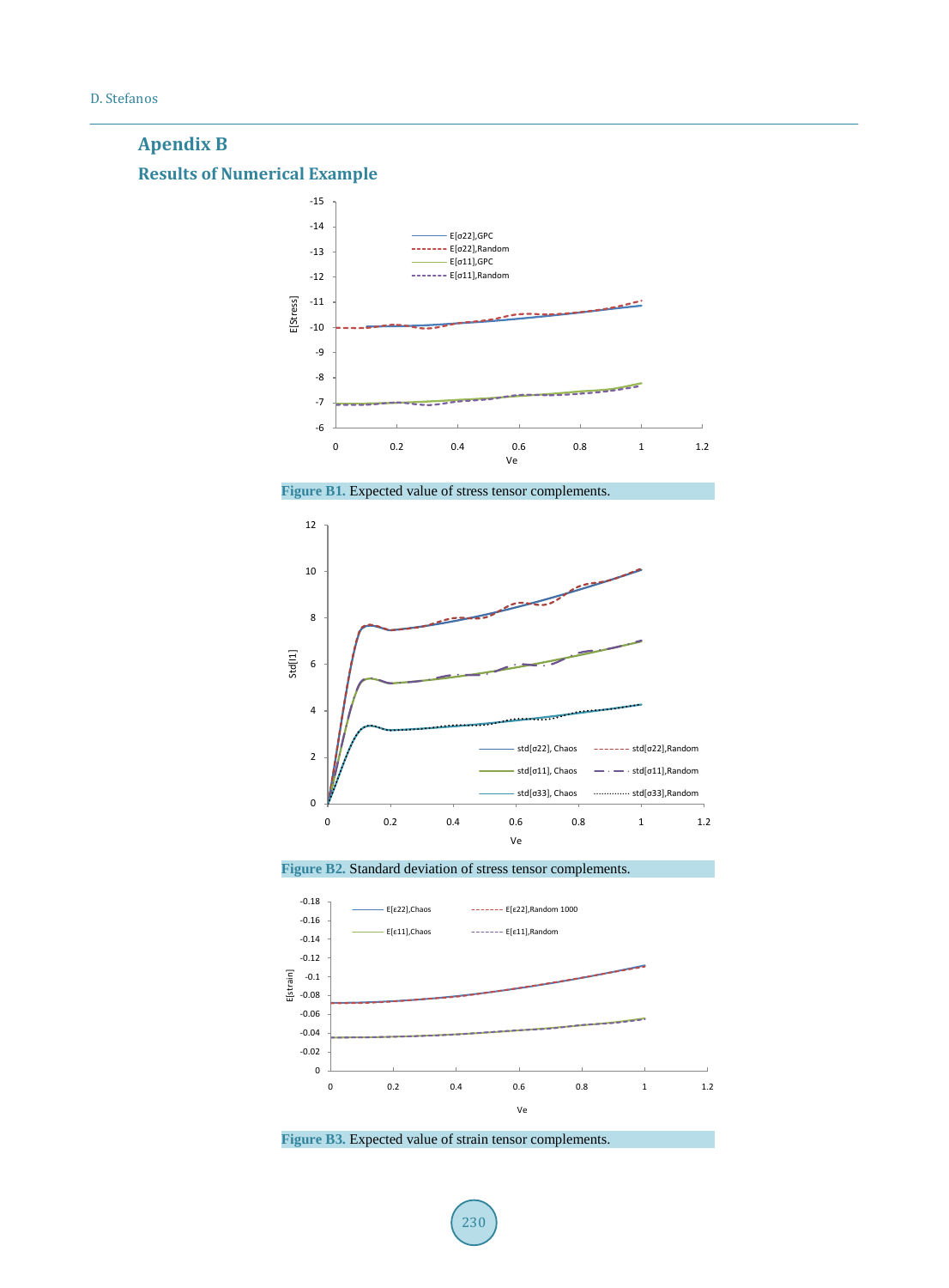# Apendix B

## Results of Numerical Example

Figure B1. Expected value of stress tensor complements.

Figure B2. Standard deviation of stress tensor complements.

Figure B3. Expected value of strain tensor complements.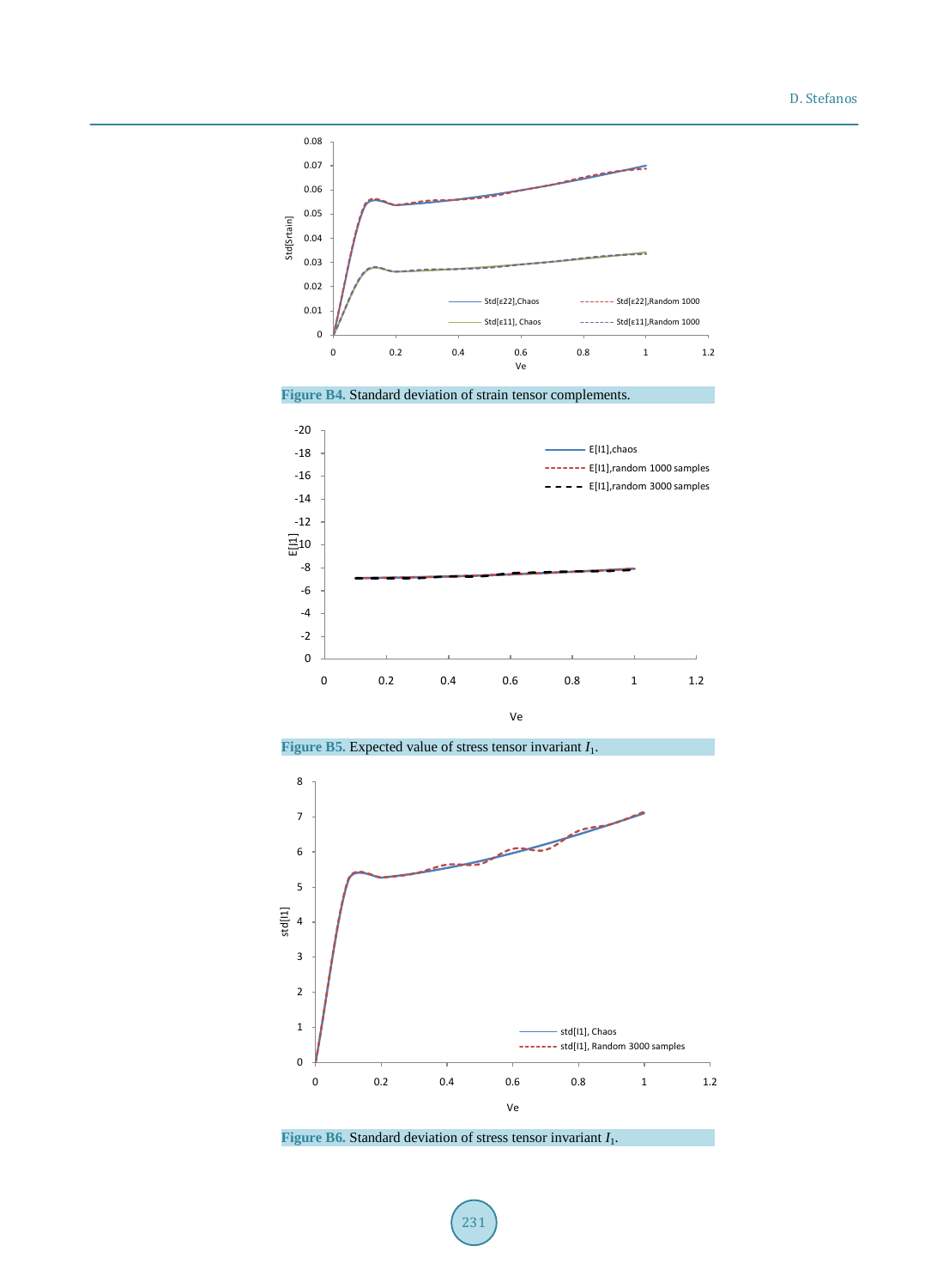Figure B4. Standard deviation of strain tensor complements.

Figure B5. Expected value of stress tensor invariant $I_1$.

Figure B6. Standard deviation of stress tensor invariant $I_1$.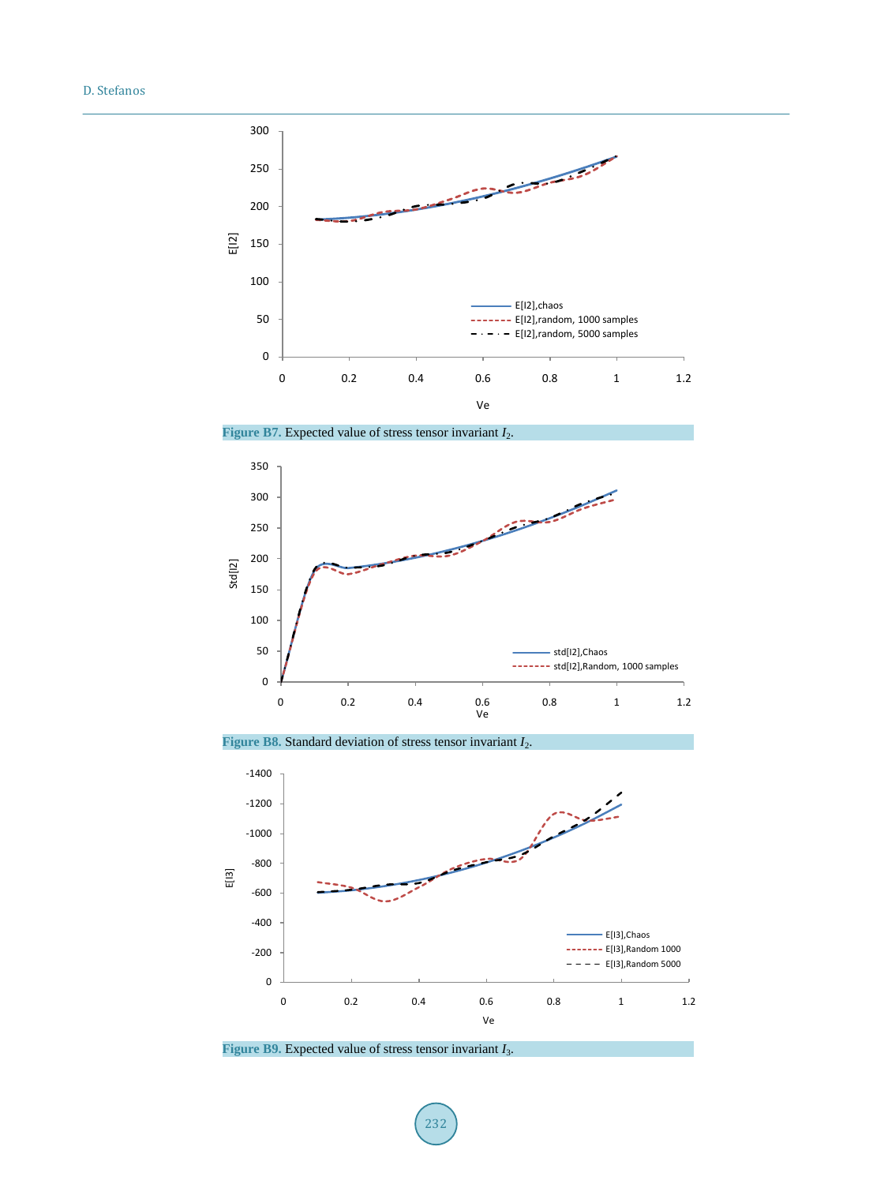Figure B7. Expected value of stress tensor invariant $I_2$.

Figure B8. Standard deviation of stress tensor invariant $I_2$.

Figure B9. Expected value of stress tensor invariant $I_3$.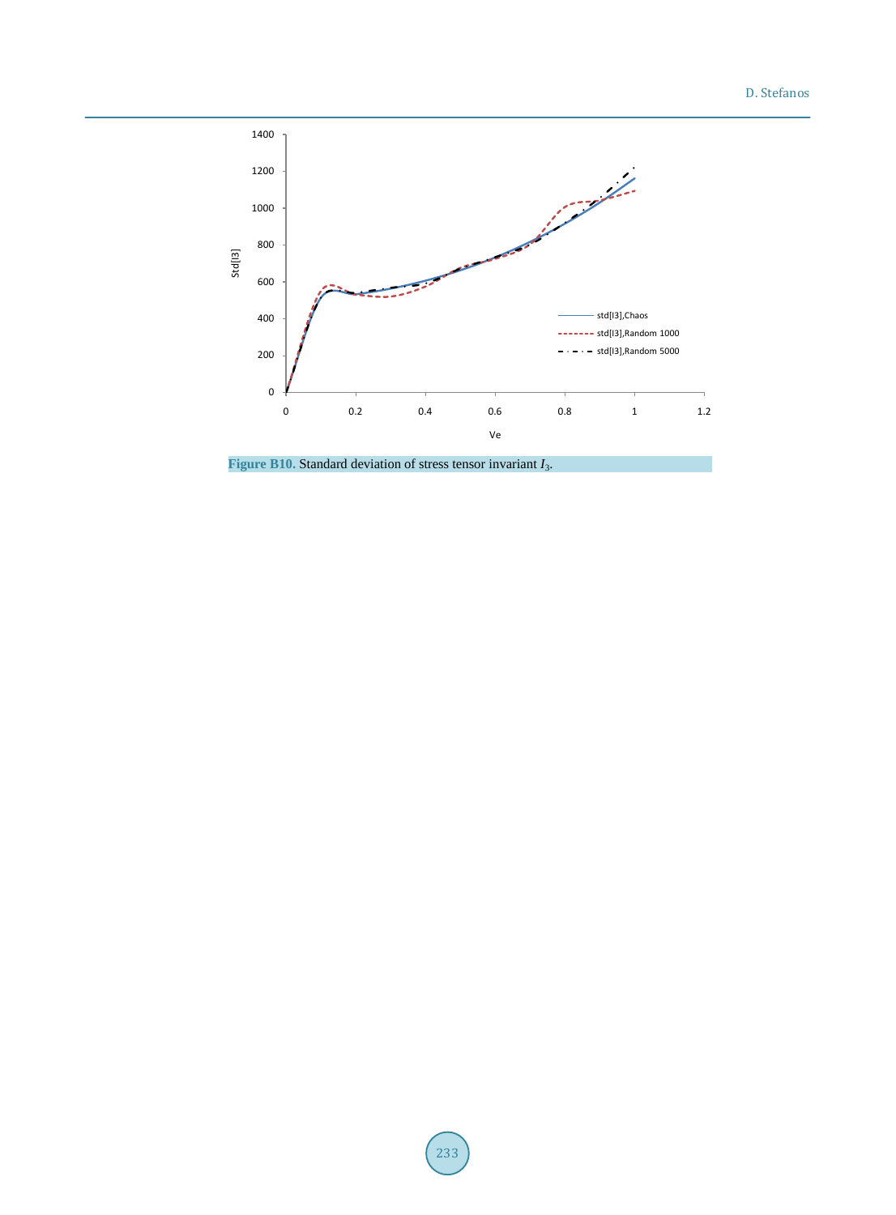1400
1200
1000
800
600
400
200
0

Std[I3]

0 0.2 0.4 0.6 0.8 1 1.2

Ve

std[I3],Chaos
std[I3],Random 1000
std[I3],Random 5000

**Figure B10.** Standard deviation of stress tensor invariant $I_3$.